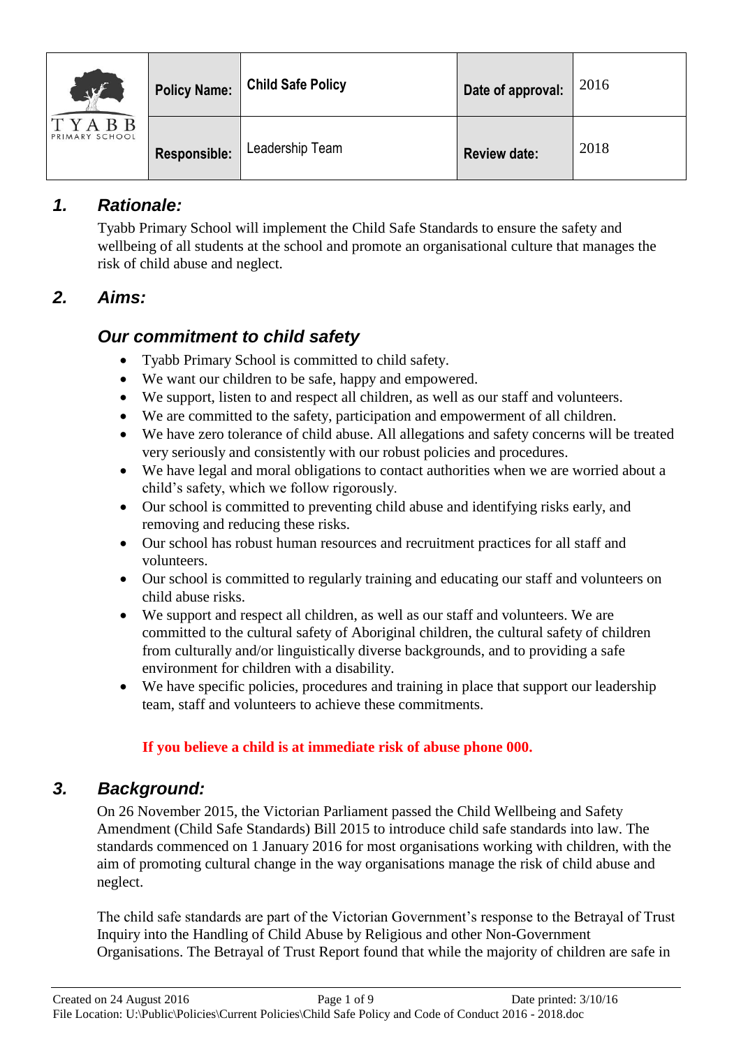| TYABB PRIMARY SCHOOL | **Policy Name:** | **Child Safe Policy** | **Date of approval:** | 2016 |
|---|---|---|---|---|
| | **Responsible:** | Leadership Team | **Review date:** | 2018 |

## 1. *Rationale:*

Tyabb Primary School will implement the Child Safe Standards to ensure the safety and wellbeing of all students at the school and promote an organisational culture that manages the risk of child abuse and neglect.

## 2. *Aims:*

### *Our commitment to child safety*

- Tyabb Primary School is committed to child safety.
- We want our children to be safe, happy and empowered.
- We support, listen to and respect all children, as well as our staff and volunteers.
- We are committed to the safety, participation and empowerment of all children.
- We have zero tolerance of child abuse. All allegations and safety concerns will be treated very seriously and consistently with our robust policies and procedures.
- We have legal and moral obligations to contact authorities when we are worried about a child's safety, which we follow rigorously.
- Our school is committed to preventing child abuse and identifying risks early, and removing and reducing these risks.
- Our school has robust human resources and recruitment practices for all staff and volunteers.
- Our school is committed to regularly training and educating our staff and volunteers on child abuse risks.
- We support and respect all children, as well as our staff and volunteers. We are committed to the cultural safety of Aboriginal children, the cultural safety of children from culturally and/or linguistically diverse backgrounds, and to providing a safe environment for children with a disability.
- We have specific policies, procedures and training in place that support our leadership team, staff and volunteers to achieve these commitments.

**If you believe a child is at immediate risk of abuse phone 000.**

## 3. *Background:*

On 26 November 2015, the Victorian Parliament passed the Child Wellbeing and Safety Amendment (Child Safe Standards) Bill 2015 to introduce child safe standards into law. The standards commenced on 1 January 2016 for most organisations working with children, with the aim of promoting cultural change in the way organisations manage the risk of child abuse and neglect.

The child safe standards are part of the Victorian Government's response to the Betrayal of Trust Inquiry into the Handling of Child Abuse by Religious and other Non-Government Organisations. The Betrayal of Trust Report found that while the majority of children are safe in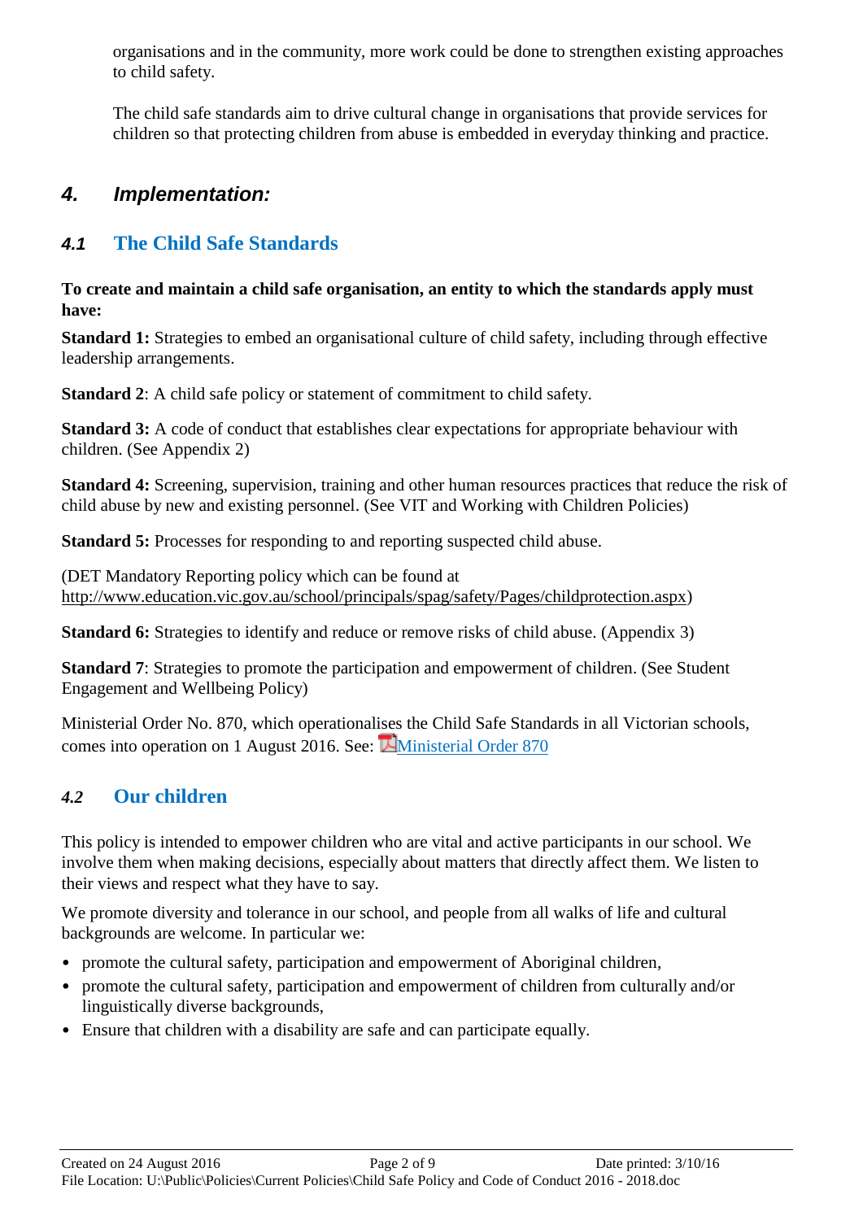organisations and in the community, more work could be done to strengthen existing approaches to child safety.

The child safe standards aim to drive cultural change in organisations that provide services for children so that protecting children from abuse is embedded in everyday thinking and practice.

## 4. Implementation:

### 4.1 The Child Safe Standards

**To create and maintain a child safe organisation, an entity to which the standards apply must have:**

**Standard 1:** Strategies to embed an organisational culture of child safety, including through effective leadership arrangements.

**Standard 2**: A child safe policy or statement of commitment to child safety.

**Standard 3:** A code of conduct that establishes clear expectations for appropriate behaviour with children. (See Appendix 2)

**Standard 4:** Screening, supervision, training and other human resources practices that reduce the risk of child abuse by new and existing personnel. (See VIT and Working with Children Policies)

**Standard 5:** Processes for responding to and reporting suspected child abuse.

(DET Mandatory Reporting policy which can be found at http://www.education.vic.gov.au/school/principals/spag/safety/Pages/childprotection.aspx)

**Standard 6:** Strategies to identify and reduce or remove risks of child abuse. (Appendix 3)

**Standard 7**: Strategies to promote the participation and empowerment of children. (See Student Engagement and Wellbeing Policy)

Ministerial Order No. 870, which operationalises the Child Safe Standards in all Victorian schools, comes into operation on 1 August 2016. See: Ministerial Order 870

### 4.2 Our children

This policy is intended to empower children who are vital and active participants in our school. We involve them when making decisions, especially about matters that directly affect them. We listen to their views and respect what they have to say.

We promote diversity and tolerance in our school, and people from all walks of life and cultural backgrounds are welcome. In particular we:

- promote the cultural safety, participation and empowerment of Aboriginal children,
- promote the cultural safety, participation and empowerment of children from culturally and/or linguistically diverse backgrounds,
- Ensure that children with a disability are safe and can participate equally.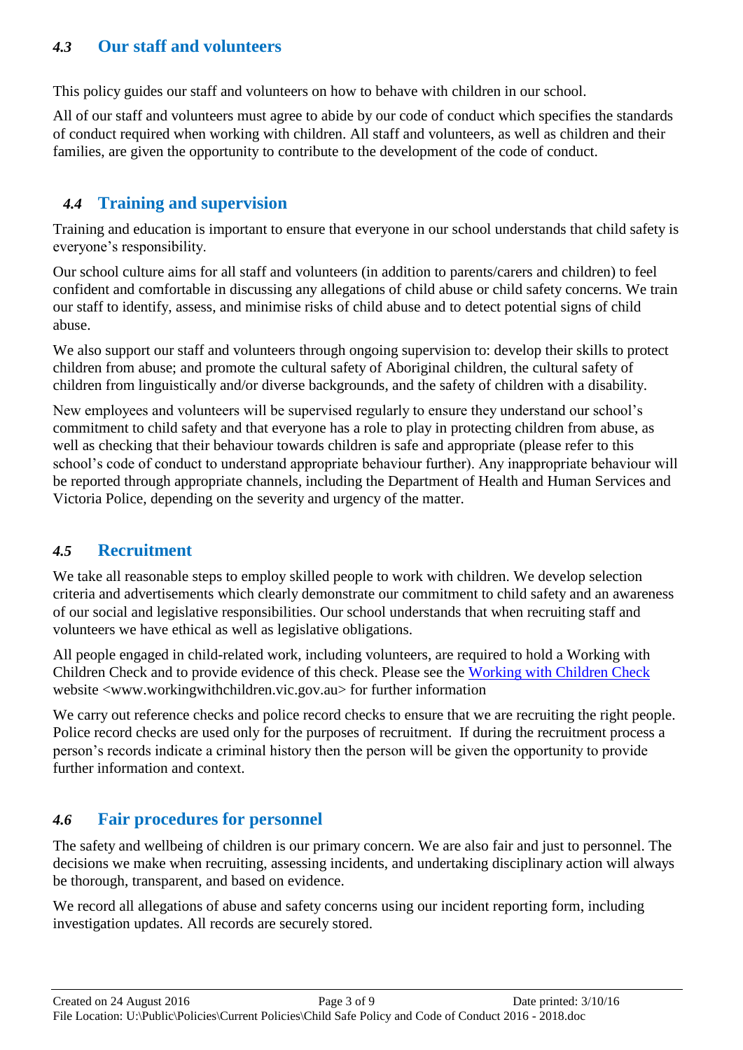## *4.3* Our staff and volunteers

This policy guides our staff and volunteers on how to behave with children in our school.

All of our staff and volunteers must agree to abide by our code of conduct which specifies the standards of conduct required when working with children. All staff and volunteers, as well as children and their families, are given the opportunity to contribute to the development of the code of conduct.

## *4.4* Training and supervision

Training and education is important to ensure that everyone in our school understands that child safety is everyone's responsibility.

Our school culture aims for all staff and volunteers (in addition to parents/carers and children) to feel confident and comfortable in discussing any allegations of child abuse or child safety concerns. We train our staff to identify, assess, and minimise risks of child abuse and to detect potential signs of child abuse.

We also support our staff and volunteers through ongoing supervision to: develop their skills to protect children from abuse; and promote the cultural safety of Aboriginal children, the cultural safety of children from linguistically and/or diverse backgrounds, and the safety of children with a disability.

New employees and volunteers will be supervised regularly to ensure they understand our school's commitment to child safety and that everyone has a role to play in protecting children from abuse, as well as checking that their behaviour towards children is safe and appropriate (please refer to this school's code of conduct to understand appropriate behaviour further). Any inappropriate behaviour will be reported through appropriate channels, including the Department of Health and Human Services and Victoria Police, depending on the severity and urgency of the matter.

## *4.5* Recruitment

We take all reasonable steps to employ skilled people to work with children. We develop selection criteria and advertisements which clearly demonstrate our commitment to child safety and an awareness of our social and legislative responsibilities. Our school understands that when recruiting staff and volunteers we have ethical as well as legislative obligations.

All people engaged in child-related work, including volunteers, are required to hold a Working with Children Check and to provide evidence of this check. Please see the [Working with Children Check](www.workingwithchildren.vic.gov.au) website <www.workingwithchildren.vic.gov.au> for further information

We carry out reference checks and police record checks to ensure that we are recruiting the right people. Police record checks are used only for the purposes of recruitment. If during the recruitment process a person's records indicate a criminal history then the person will be given the opportunity to provide further information and context.

## *4.6* Fair procedures for personnel

The safety and wellbeing of children is our primary concern. We are also fair and just to personnel. The decisions we make when recruiting, assessing incidents, and undertaking disciplinary action will always be thorough, transparent, and based on evidence.

We record all allegations of abuse and safety concerns using our incident reporting form, including investigation updates. All records are securely stored.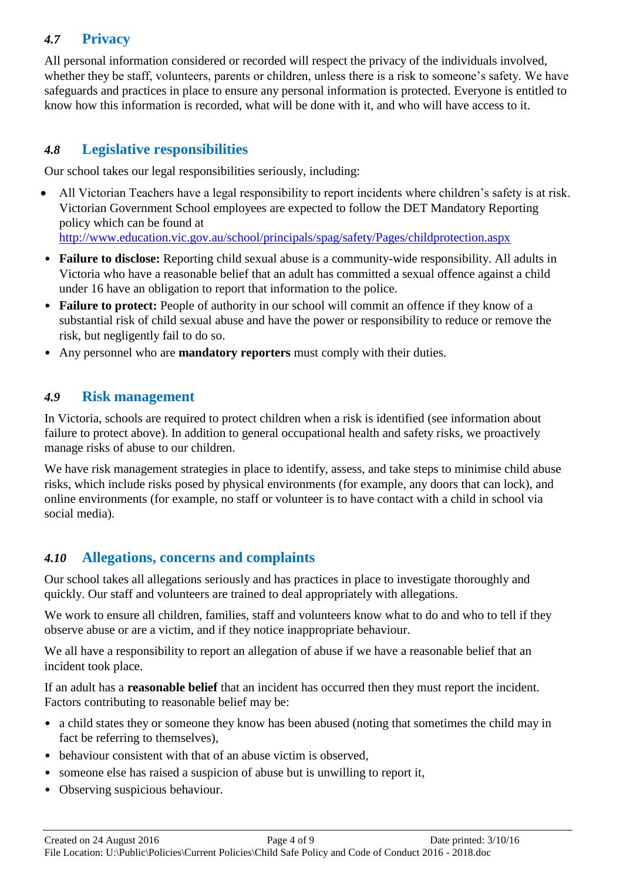### *4.7* Privacy

All personal information considered or recorded will respect the privacy of the individuals involved, whether they be staff, volunteers, parents or children, unless there is a risk to someone's safety. We have safeguards and practices in place to ensure any personal information is protected. Everyone is entitled to know how this information is recorded, what will be done with it, and who will have access to it.

### *4.8* Legislative responsibilities

Our school takes our legal responsibilities seriously, including:

- All Victorian Teachers have a legal responsibility to report incidents where children's safety is at risk. Victorian Government School employees are expected to follow the DET Mandatory Reporting policy which can be found at http://www.education.vic.gov.au/school/principals/spag/safety/Pages/childprotection.aspx
- **Failure to disclose:** Reporting child sexual abuse is a community-wide responsibility. All adults in Victoria who have a reasonable belief that an adult has committed a sexual offence against a child under 16 have an obligation to report that information to the police.
- **Failure to protect:** People of authority in our school will commit an offence if they know of a substantial risk of child sexual abuse and have the power or responsibility to reduce or remove the risk, but negligently fail to do so.
- Any personnel who are **mandatory reporters** must comply with their duties.

### *4.9* Risk management

In Victoria, schools are required to protect children when a risk is identified (see information about failure to protect above). In addition to general occupational health and safety risks, we proactively manage risks of abuse to our children.

We have risk management strategies in place to identify, assess, and take steps to minimise child abuse risks, which include risks posed by physical environments (for example, any doors that can lock), and online environments (for example, no staff or volunteer is to have contact with a child in school via social media).

### *4.10* Allegations, concerns and complaints

Our school takes all allegations seriously and has practices in place to investigate thoroughly and quickly. Our staff and volunteers are trained to deal appropriately with allegations.

We work to ensure all children, families, staff and volunteers know what to do and who to tell if they observe abuse or are a victim, and if they notice inappropriate behaviour.

We all have a responsibility to report an allegation of abuse if we have a reasonable belief that an incident took place.

If an adult has a **reasonable belief** that an incident has occurred then they must report the incident. Factors contributing to reasonable belief may be:

- a child states they or someone they know has been abused (noting that sometimes the child may in fact be referring to themselves),
- behaviour consistent with that of an abuse victim is observed,
- someone else has raised a suspicion of abuse but is unwilling to report it,
- Observing suspicious behaviour.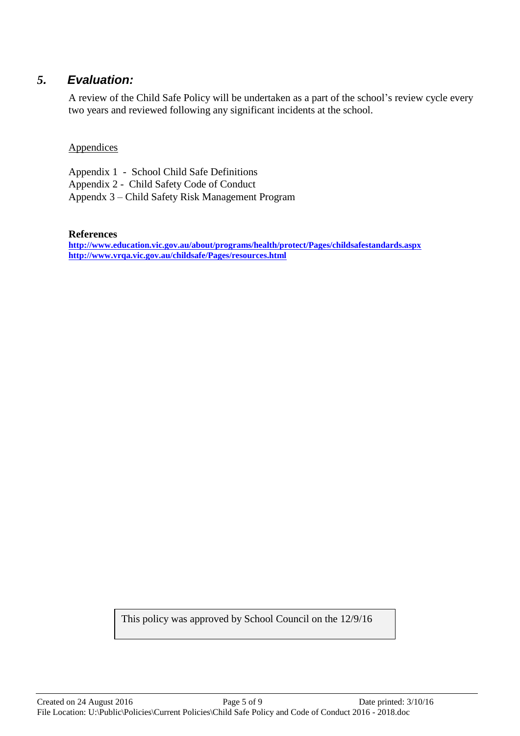## 5. *Evaluation:*

A review of the Child Safe Policy will be undertaken as a part of the school's review cycle every two years and reviewed following any significant incidents at the school.

Appendices

Appendix 1 - School Child Safe Definitions
Appendix 2 - Child Safety Code of Conduct
Appendx 3 – Child Safety Risk Management Program

**References**
**http://www.education.vic.gov.au/about/programs/health/protect/Pages/childsafestandards.aspx**
**http://www.vrqa.vic.gov.au/childsafe/Pages/resources.html**

This policy was approved by School Council on the 12/9/16

Created on 24 August 2016 Date printed: 3/10/16
File Location: U:\Public\Policies\Current Policies\Child Safe Policy and Code of Conduct 2016 - 2018.doc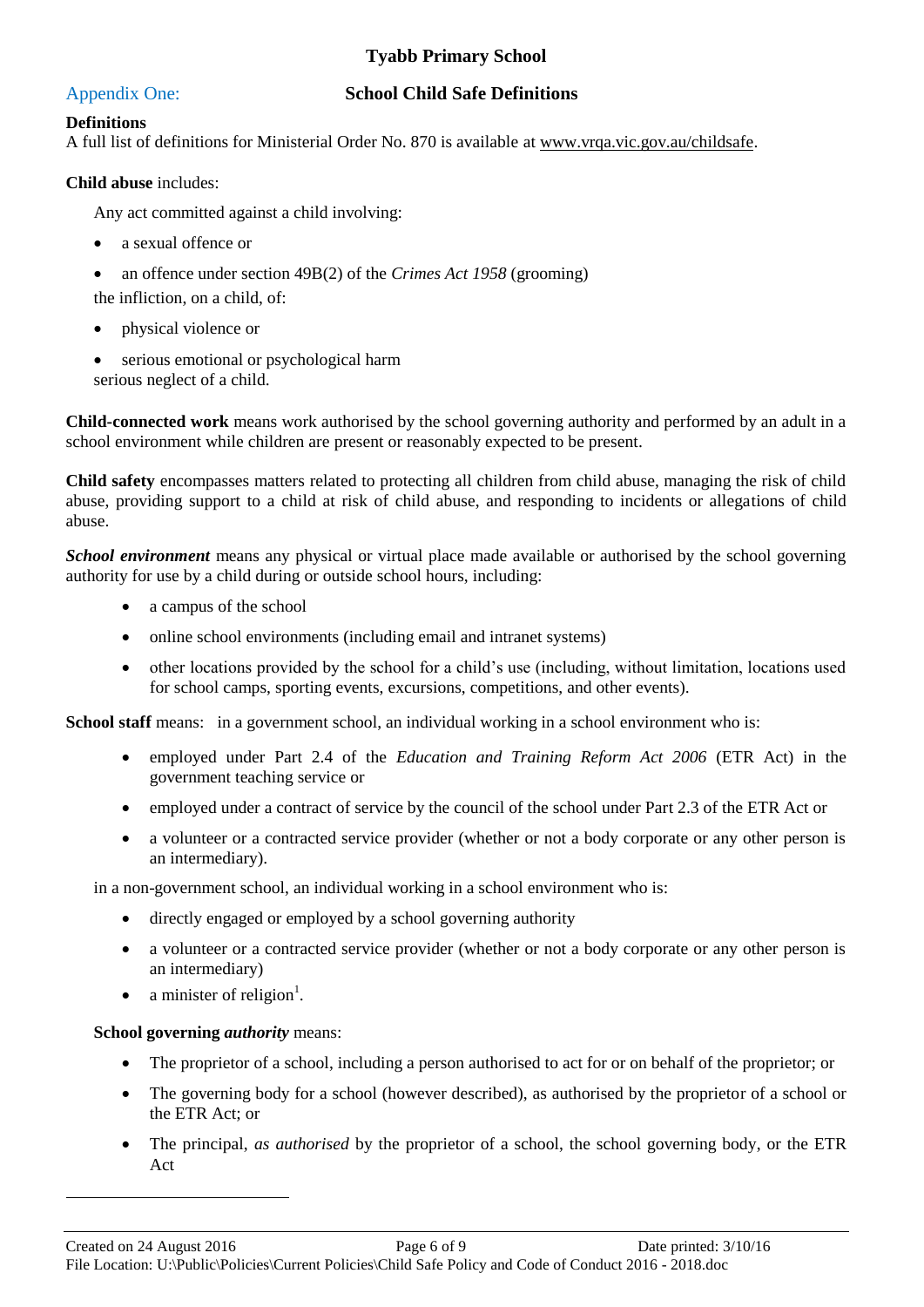## Appendix One: School Child Safe Definitions

**Definitions**
A full list of definitions for Ministerial Order No. 870 is available at www.vrqa.vic.gov.au/childsafe.

**Child abuse** includes:

Any act committed against a child involving:

- a sexual offence or
- an offence under section 49B(2) of the *Crimes Act 1958* (grooming)

the infliction, on a child, of:

- physical violence or
- serious emotional or psychological harm

serious neglect of a child.

**Child-connected work** means work authorised by the school governing authority and performed by an adult in a school environment while children are present or reasonably expected to be present.

**Child safety** encompasses matters related to protecting all children from child abuse, managing the risk of child abuse, providing support to a child at risk of child abuse, and responding to incidents or allegations of child abuse.

***School environment*** means any physical or virtual place made available or authorised by the school governing authority for use by a child during or outside school hours, including:

- a campus of the school
- online school environments (including email and intranet systems)
- other locations provided by the school for a child's use (including, without limitation, locations used for school camps, sporting events, excursions, competitions, and other events).

**School staff** means: in a government school, an individual working in a school environment who is:

- employed under Part 2.4 of the *Education and Training Reform Act 2006* (ETR Act) in the government teaching service or
- employed under a contract of service by the council of the school under Part 2.3 of the ETR Act or
- a volunteer or a contracted service provider (whether or not a body corporate or any other person is an intermediary).

in a non-government school, an individual working in a school environment who is:

- directly engaged or employed by a school governing authority
- a volunteer or a contracted service provider (whether or not a body corporate or any other person is an intermediary)
- a minister of religion[1].

**School governing *authority*** means:

- The proprietor of a school, including a person authorised to act for or on behalf of the proprietor; or
- The governing body for a school (however described), as authorised by the proprietor of a school or the ETR Act; or
- The principal, *as authorised* by the proprietor of a school, the school governing body, or the ETR Act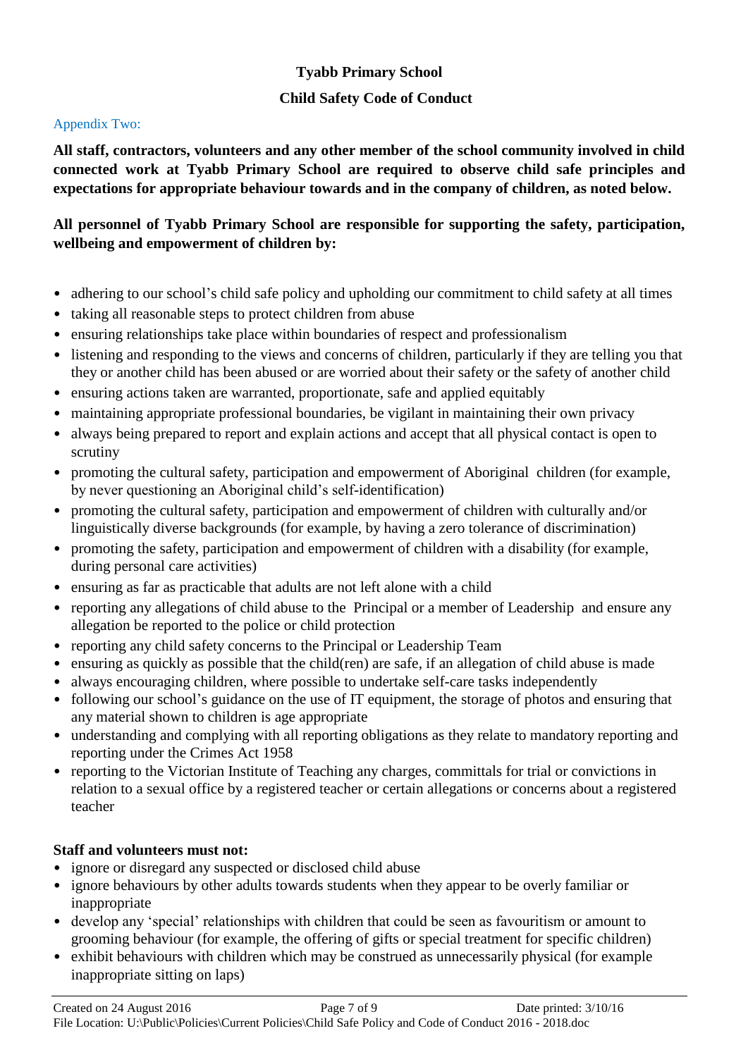**Tyabb Primary School**

**Child Safety Code of Conduct**

Appendix Two:

**All staff, contractors, volunteers and any other member of the school community involved in child connected work at Tyabb Primary School are required to observe child safe principles and expectations for appropriate behaviour towards and in the company of children, as noted below.**

**All personnel of Tyabb Primary School are responsible for supporting the safety, participation, wellbeing and empowerment of children by:**

- adhering to our school's child safe policy and upholding our commitment to child safety at all times
- taking all reasonable steps to protect children from abuse
- ensuring relationships take place within boundaries of respect and professionalism
- listening and responding to the views and concerns of children, particularly if they are telling you that they or another child has been abused or are worried about their safety or the safety of another child
- ensuring actions taken are warranted, proportionate, safe and applied equitably
- maintaining appropriate professional boundaries, be vigilant in maintaining their own privacy
- always being prepared to report and explain actions and accept that all physical contact is open to scrutiny
- promoting the cultural safety, participation and empowerment of Aboriginal children (for example, by never questioning an Aboriginal child's self-identification)
- promoting the cultural safety, participation and empowerment of children with culturally and/or linguistically diverse backgrounds (for example, by having a zero tolerance of discrimination)
- promoting the safety, participation and empowerment of children with a disability (for example, during personal care activities)
- ensuring as far as practicable that adults are not left alone with a child
- reporting any allegations of child abuse to the Principal or a member of Leadership and ensure any allegation be reported to the police or child protection
- reporting any child safety concerns to the Principal or Leadership Team
- ensuring as quickly as possible that the child(ren) are safe, if an allegation of child abuse is made
- always encouraging children, where possible to undertake self-care tasks independently
- following our school's guidance on the use of IT equipment, the storage of photos and ensuring that any material shown to children is age appropriate
- understanding and complying with all reporting obligations as they relate to mandatory reporting and reporting under the Crimes Act 1958
- reporting to the Victorian Institute of Teaching any charges, committals for trial or convictions in relation to a sexual office by a registered teacher or certain allegations or concerns about a registered teacher

**Staff and volunteers must not:**

- ignore or disregard any suspected or disclosed child abuse
- ignore behaviours by other adults towards students when they appear to be overly familiar or inappropriate
- develop any 'special' relationships with children that could be seen as favouritism or amount to grooming behaviour (for example, the offering of gifts or special treatment for specific children)
- exhibit behaviours with children which may be construed as unnecessarily physical (for example inappropriate sitting on laps)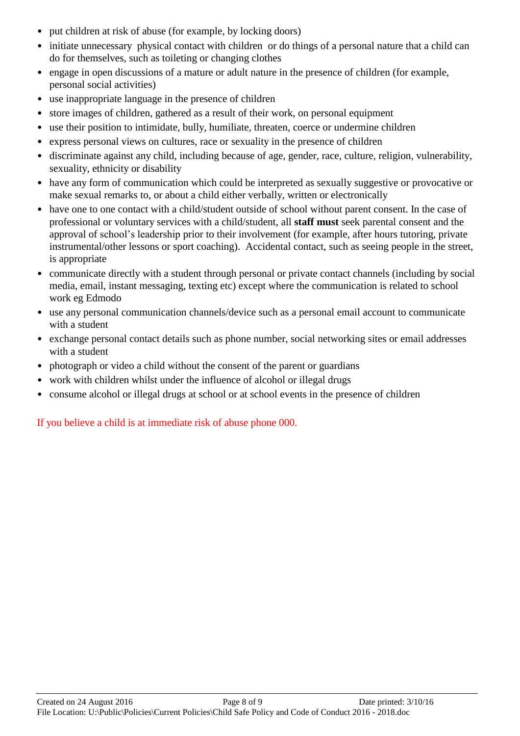- put children at risk of abuse (for example, by locking doors)
- initiate unnecessary physical contact with children or do things of a personal nature that a child can do for themselves, such as toileting or changing clothes
- engage in open discussions of a mature or adult nature in the presence of children (for example, personal social activities)
- use inappropriate language in the presence of children
- store images of children, gathered as a result of their work, on personal equipment
- use their position to intimidate, bully, humiliate, threaten, coerce or undermine children
- express personal views on cultures, race or sexuality in the presence of children
- discriminate against any child, including because of age, gender, race, culture, religion, vulnerability, sexuality, ethnicity or disability
- have any form of communication which could be interpreted as sexually suggestive or provocative or make sexual remarks to, or about a child either verbally, written or electronically
- have one to one contact with a child/student outside of school without parent consent. In the case of professional or voluntary services with a child/student, all **staff must** seek parental consent and the approval of school's leadership prior to their involvement (for example, after hours tutoring, private instrumental/other lessons or sport coaching). Accidental contact, such as seeing people in the street, is appropriate
- communicate directly with a student through personal or private contact channels (including by social media, email, instant messaging, texting etc) except where the communication is related to school work eg Edmodo
- use any personal communication channels/device such as a personal email account to communicate with a student
- exchange personal contact details such as phone number, social networking sites or email addresses with a student
- photograph or video a child without the consent of the parent or guardians
- work with children whilst under the influence of alcohol or illegal drugs
- consume alcohol or illegal drugs at school or at school events in the presence of children

If you believe a child is at immediate risk of abuse phone 000.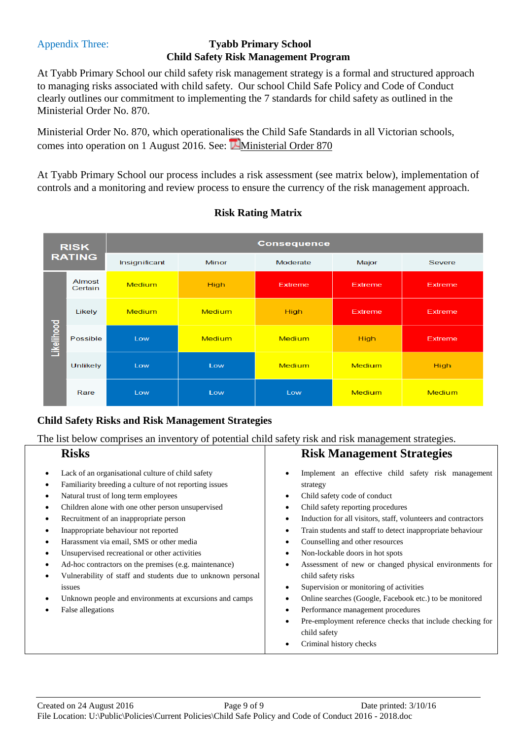Appendix Three:

**Tyabb Primary School**
**Child Safety Risk Management Program**

At Tyabb Primary School our child safety risk management strategy is a formal and structured approach to managing risks associated with child safety. Our school Child Safe Policy and Code of Conduct clearly outlines our commitment to implementing the 7 standards for child safety as outlined in the Ministerial Order No. 870.

Ministerial Order No. 870, which operationalises the Child Safe Standards in all Victorian schools, comes into operation on 1 August 2016. See: Ministerial Order 870

At Tyabb Primary School our process includes a risk assessment (see matrix below), implementation of controls and a monitoring and review process to ensure the currency of the risk management approach.

**Risk Rating Matrix**

| RISK RATING | | Consequence | | | | |
|---|---|---|---|---|---|---|
| | | Insignificant | Minor | Moderate | Major | Severe |
| Likelihood | Almost Certain | Medium | High | Extreme | Extreme | Extreme |
| | Likely | Medium | Medium | High | Extreme | Extreme |
| | Possible | Low | Medium | Medium | High | Extreme |
| | Unlikely | Low | Low | Medium | Medium | High |
| | Rare | Low | Low | Low | Medium | Medium |

**Child Safety Risks and Risk Management Strategies**

The list below comprises an inventory of potential child safety risk and risk management strategies.

## Risks

- Lack of an organisational culture of child safety
- Familiarity breeding a culture of not reporting issues
- Natural trust of long term employees
- Children alone with one other person unsupervised
- Recruitment of an inappropriate person
- Inappropriate behaviour not reported
- Harassment via email, SMS or other media
- Unsupervised recreational or other activities
- Ad-hoc contractors on the premises (e.g. maintenance)
- Vulnerability of staff and students due to unknown personal issues
- Unknown people and environments at excursions and camps
- False allegations

## Risk Management Strategies

- Implement an effective child safety risk management strategy
- Child safety code of conduct
- Child safety reporting procedures
- Induction for all visitors, staff, volunteers and contractors
- Train students and staff to detect inappropriate behaviour
- Counselling and other resources
- Non-lockable doors in hot spots
- Assessment of new or changed physical environments for child safety risks
- Supervision or monitoring of activities
- Online searches (Google, Facebook etc.) to be monitored
- Performance management procedures
- Pre-employment reference checks that include checking for child safety
- Criminal history checks

Created on 24 August 2016 Date printed: 3/10/16
File Location: U:\Public\Policies\Current Policies\Child Safe Policy and Code of Conduct 2016 - 2018.doc